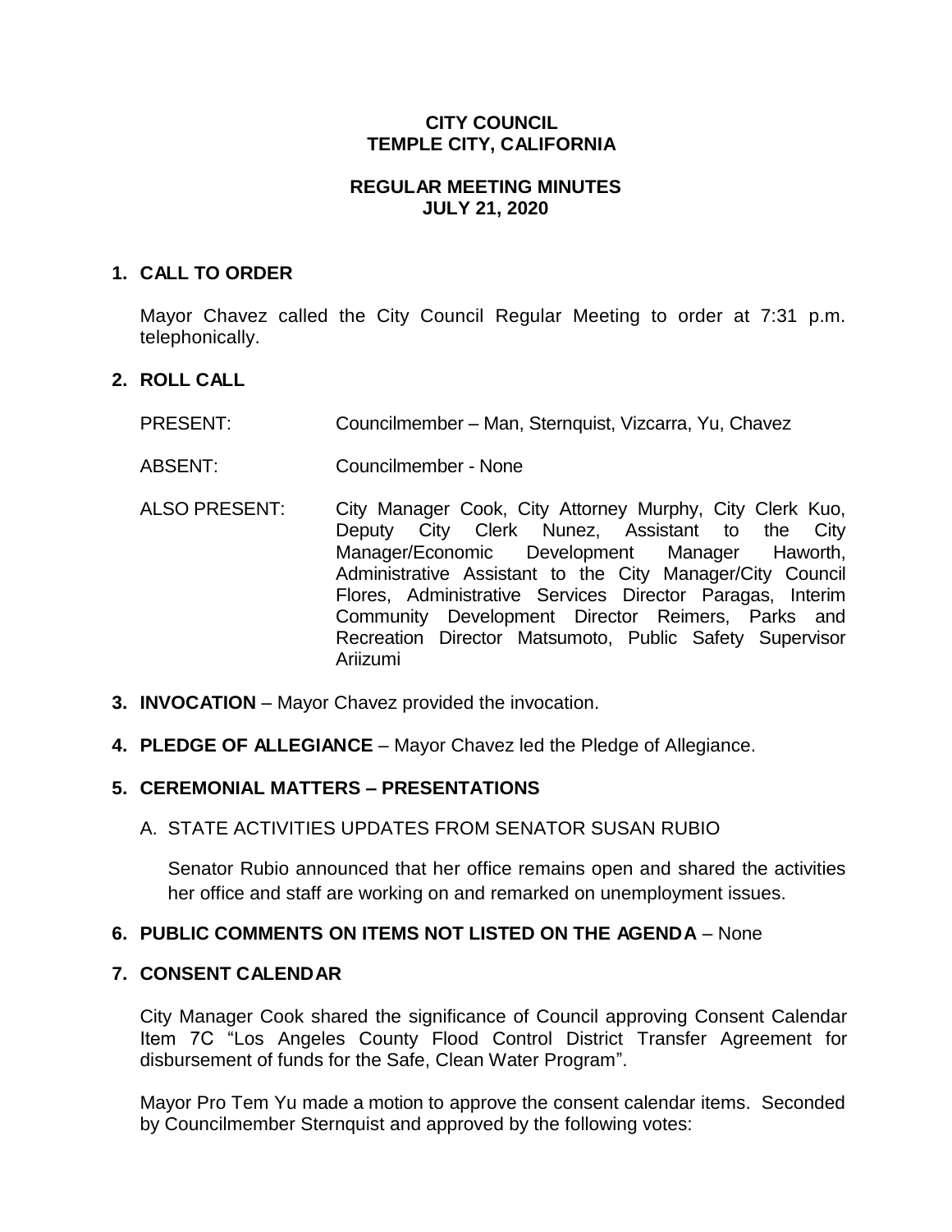**CITY COUNCIL**
**TEMPLE CITY, CALIFORNIA**

**REGULAR MEETING MINUTES**
**JULY 21, 2020**

## 1. CALL TO ORDER

Mayor Chavez called the City Council Regular Meeting to order at 7:31 p.m. telephonically.

## 2. ROLL CALL

PRESENT: Councilmember – Man, Sternquist, Vizcarra, Yu, Chavez

ABSENT: Councilmember - None

ALSO PRESENT: City Manager Cook, City Attorney Murphy, City Clerk Kuo, Deputy City Clerk Nunez, Assistant to the City Manager/Economic Development Manager Haworth, Administrative Assistant to the City Manager/City Council Flores, Administrative Services Director Paragas, Interim Community Development Director Reimers, Parks and Recreation Director Matsumoto, Public Safety Supervisor Ariizumi

## 3. INVOCATION – Mayor Chavez provided the invocation.

## 4. PLEDGE OF ALLEGIANCE – Mayor Chavez led the Pledge of Allegiance.

## 5. CEREMONIAL MATTERS – PRESENTATIONS

A. STATE ACTIVITIES UPDATES FROM SENATOR SUSAN RUBIO

Senator Rubio announced that her office remains open and shared the activities her office and staff are working on and remarked on unemployment issues.

## 6. PUBLIC COMMENTS ON ITEMS NOT LISTED ON THE AGENDA – None

## 7. CONSENT CALENDAR

City Manager Cook shared the significance of Council approving Consent Calendar Item 7C "Los Angeles County Flood Control District Transfer Agreement for disbursement of funds for the Safe, Clean Water Program".

Mayor Pro Tem Yu made a motion to approve the consent calendar items. Seconded by Councilmember Sternquist and approved by the following votes: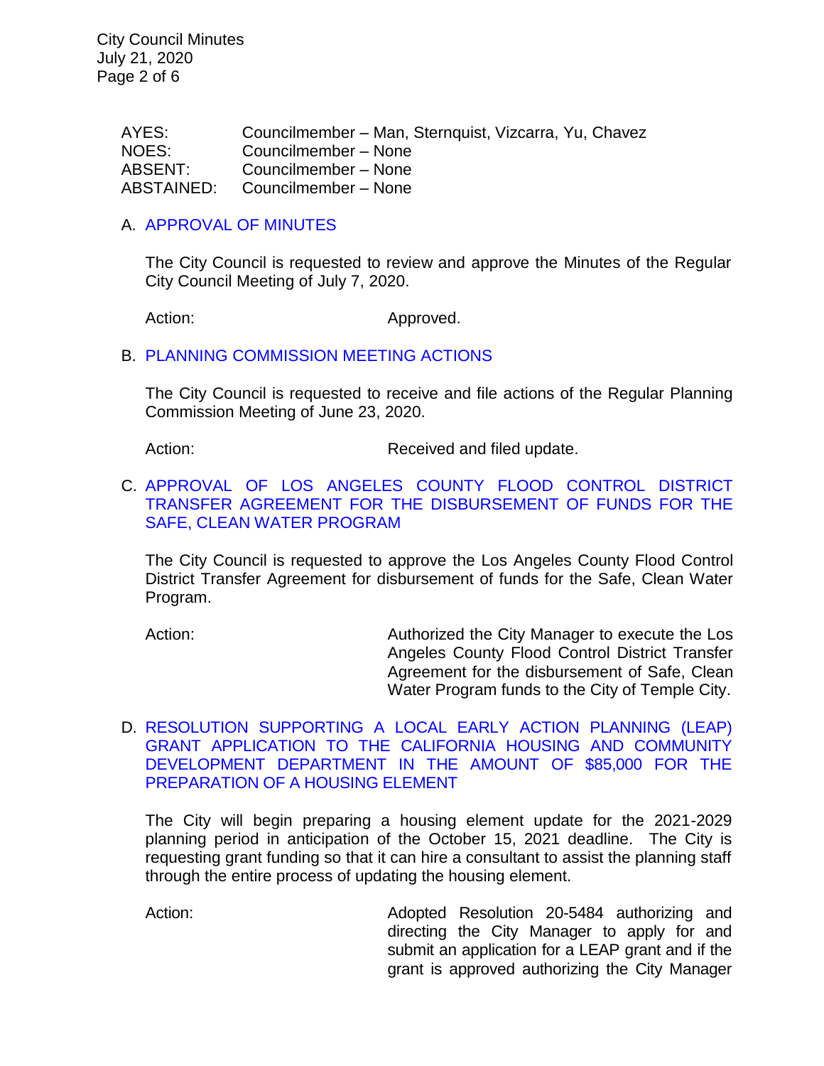| | |
|---|---|
| AYES: | Councilmember – Man, Sternquist, Vizcarra, Yu, Chavez |
| NOES: | Councilmember – None |
| ABSENT: | Councilmember – None |
| ABSTAINED: | Councilmember – None |

A. APPROVAL OF MINUTES

The City Council is requested to review and approve the Minutes of the Regular City Council Meeting of July 7, 2020.

Action: Approved.

B. PLANNING COMMISSION MEETING ACTIONS

The City Council is requested to receive and file actions of the Regular Planning Commission Meeting of June 23, 2020.

Action: Received and filed update.

C. APPROVAL OF LOS ANGELES COUNTY FLOOD CONTROL DISTRICT TRANSFER AGREEMENT FOR THE DISBURSEMENT OF FUNDS FOR THE SAFE, CLEAN WATER PROGRAM

The City Council is requested to approve the Los Angeles County Flood Control District Transfer Agreement for disbursement of funds for the Safe, Clean Water Program.

Action: Authorized the City Manager to execute the Los Angeles County Flood Control District Transfer Agreement for the disbursement of Safe, Clean Water Program funds to the City of Temple City.

D. RESOLUTION SUPPORTING A LOCAL EARLY ACTION PLANNING (LEAP) GRANT APPLICATION TO THE CALIFORNIA HOUSING AND COMMUNITY DEVELOPMENT DEPARTMENT IN THE AMOUNT OF $85,000 FOR THE PREPARATION OF A HOUSING ELEMENT

The City will begin preparing a housing element update for the 2021-2029 planning period in anticipation of the October 15, 2021 deadline. The City is requesting grant funding so that it can hire a consultant to assist the planning staff through the entire process of updating the housing element.

Action: Adopted Resolution 20-5484 authorizing and directing the City Manager to apply for and submit an application for a LEAP grant and if the grant is approved authorizing the City Manager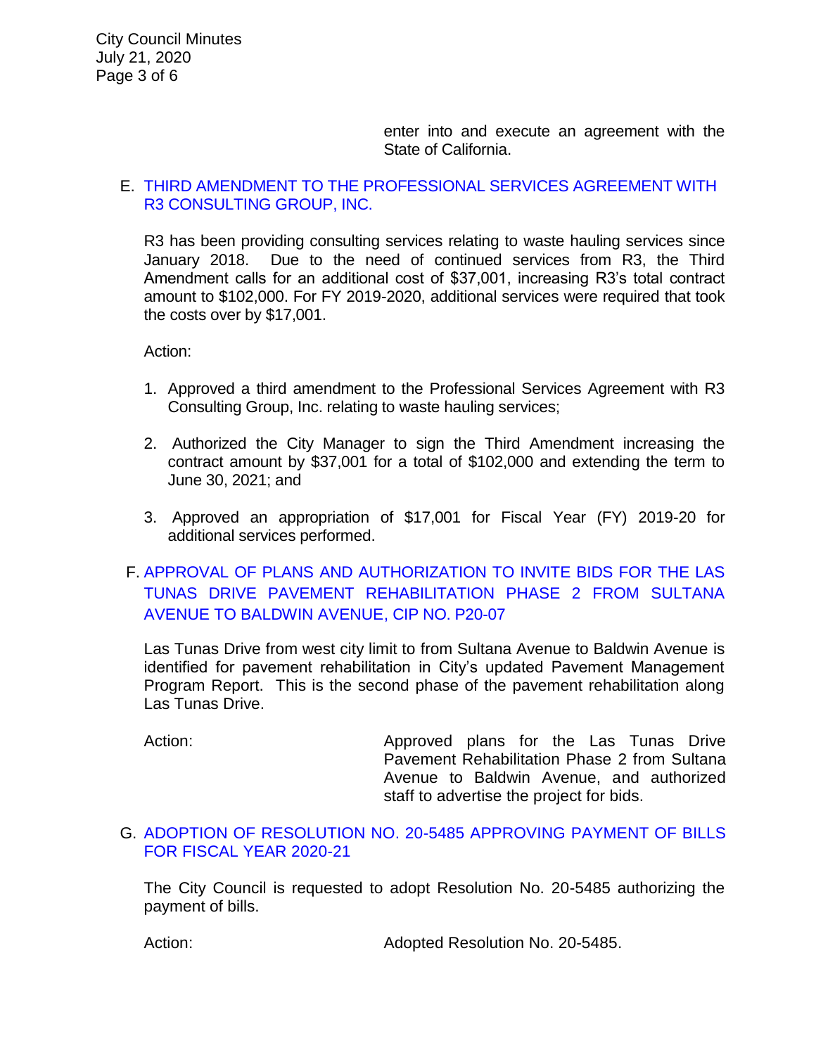enter into and execute an agreement with the State of California.

E. THIRD AMENDMENT TO THE PROFESSIONAL SERVICES AGREEMENT WITH R3 CONSULTING GROUP, INC.

R3 has been providing consulting services relating to waste hauling services since January 2018. Due to the need of continued services from R3, the Third Amendment calls for an additional cost of $37,001, increasing R3's total contract amount to $102,000. For FY 2019-2020, additional services were required that took the costs over by $17,001.

Action:

1. Approved a third amendment to the Professional Services Agreement with R3 Consulting Group, Inc. relating to waste hauling services;

2. Authorized the City Manager to sign the Third Amendment increasing the contract amount by $37,001 for a total of $102,000 and extending the term to June 30, 2021; and

3. Approved an appropriation of $17,001 for Fiscal Year (FY) 2019-20 for additional services performed.

F. APPROVAL OF PLANS AND AUTHORIZATION TO INVITE BIDS FOR THE LAS TUNAS DRIVE PAVEMENT REHABILITATION PHASE 2 FROM SULTANA AVENUE TO BALDWIN AVENUE, CIP NO. P20-07

Las Tunas Drive from west city limit to from Sultana Avenue to Baldwin Avenue is identified for pavement rehabilitation in City's updated Pavement Management Program Report. This is the second phase of the pavement rehabilitation along Las Tunas Drive.

Action: Approved plans for the Las Tunas Drive Pavement Rehabilitation Phase 2 from Sultana Avenue to Baldwin Avenue, and authorized staff to advertise the project for bids.

G. ADOPTION OF RESOLUTION NO. 20-5485 APPROVING PAYMENT OF BILLS FOR FISCAL YEAR 2020-21

The City Council is requested to adopt Resolution No. 20-5485 authorizing the payment of bills.

Action: Adopted Resolution No. 20-5485.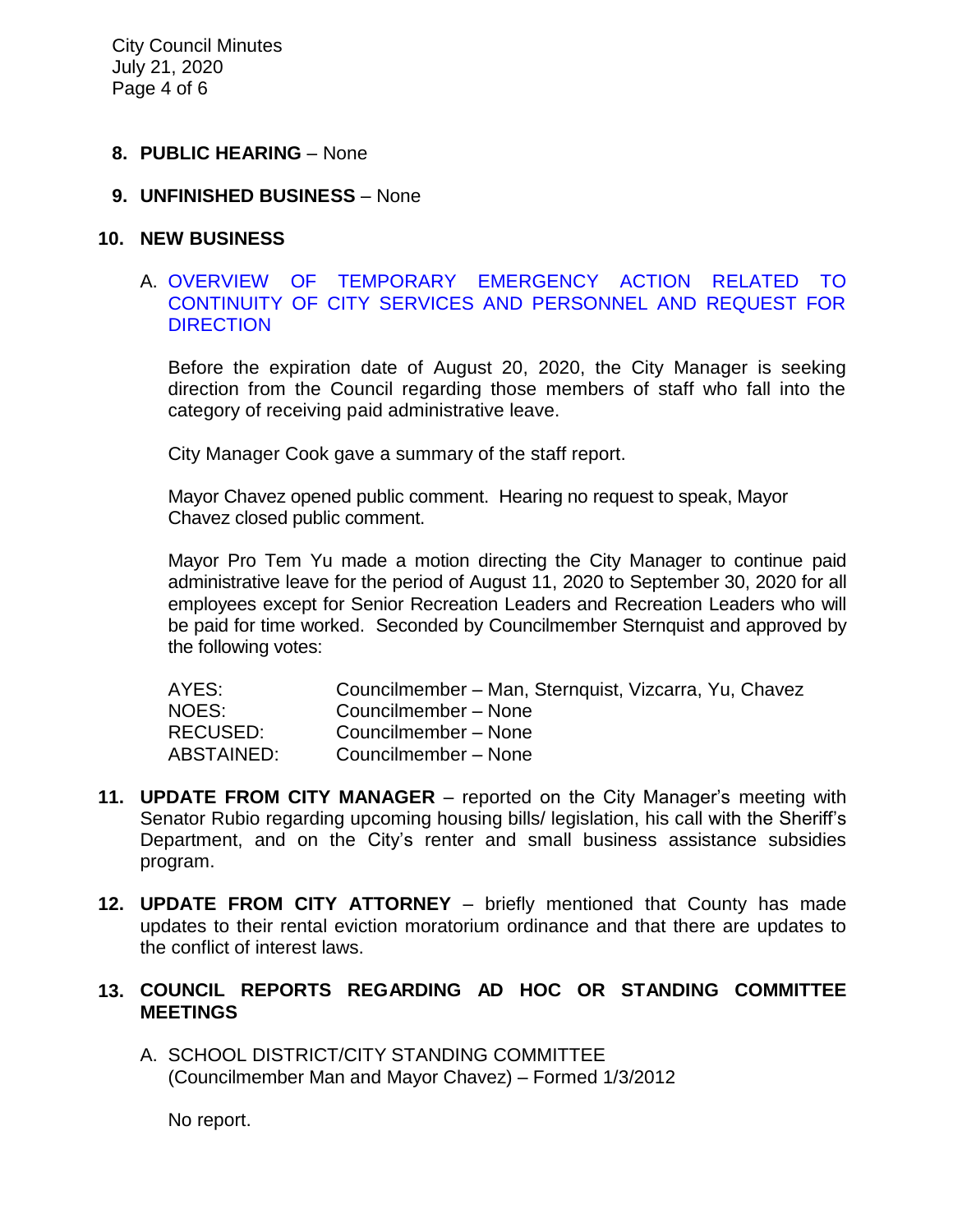**8. PUBLIC HEARING** – None

**9. UNFINISHED BUSINESS** – None

**10. NEW BUSINESS**

A. OVERVIEW OF TEMPORARY EMERGENCY ACTION RELATED TO CONTINUITY OF CITY SERVICES AND PERSONNEL AND REQUEST FOR DIRECTION

Before the expiration date of August 20, 2020, the City Manager is seeking direction from the Council regarding those members of staff who fall into the category of receiving paid administrative leave.

City Manager Cook gave a summary of the staff report.

Mayor Chavez opened public comment. Hearing no request to speak, Mayor Chavez closed public comment.

Mayor Pro Tem Yu made a motion directing the City Manager to continue paid administrative leave for the period of August 11, 2020 to September 30, 2020 for all employees except for Senior Recreation Leaders and Recreation Leaders who will be paid for time worked. Seconded by Councilmember Sternquist and approved by the following votes:

| | |
|---|---|
| AYES: | Councilmember – Man, Sternquist, Vizcarra, Yu, Chavez |
| NOES: | Councilmember – None |
| RECUSED: | Councilmember – None |
| ABSTAINED: | Councilmember – None |

**11. UPDATE FROM CITY MANAGER** – reported on the City Manager's meeting with Senator Rubio regarding upcoming housing bills/ legislation, his call with the Sheriff's Department, and on the City's renter and small business assistance subsidies program.

**12. UPDATE FROM CITY ATTORNEY** – briefly mentioned that County has made updates to their rental eviction moratorium ordinance and that there are updates to the conflict of interest laws.

**13. COUNCIL REPORTS REGARDING AD HOC OR STANDING COMMITTEE MEETINGS**

A. SCHOOL DISTRICT/CITY STANDING COMMITTEE (Councilmember Man and Mayor Chavez) – Formed 1/3/2012

No report.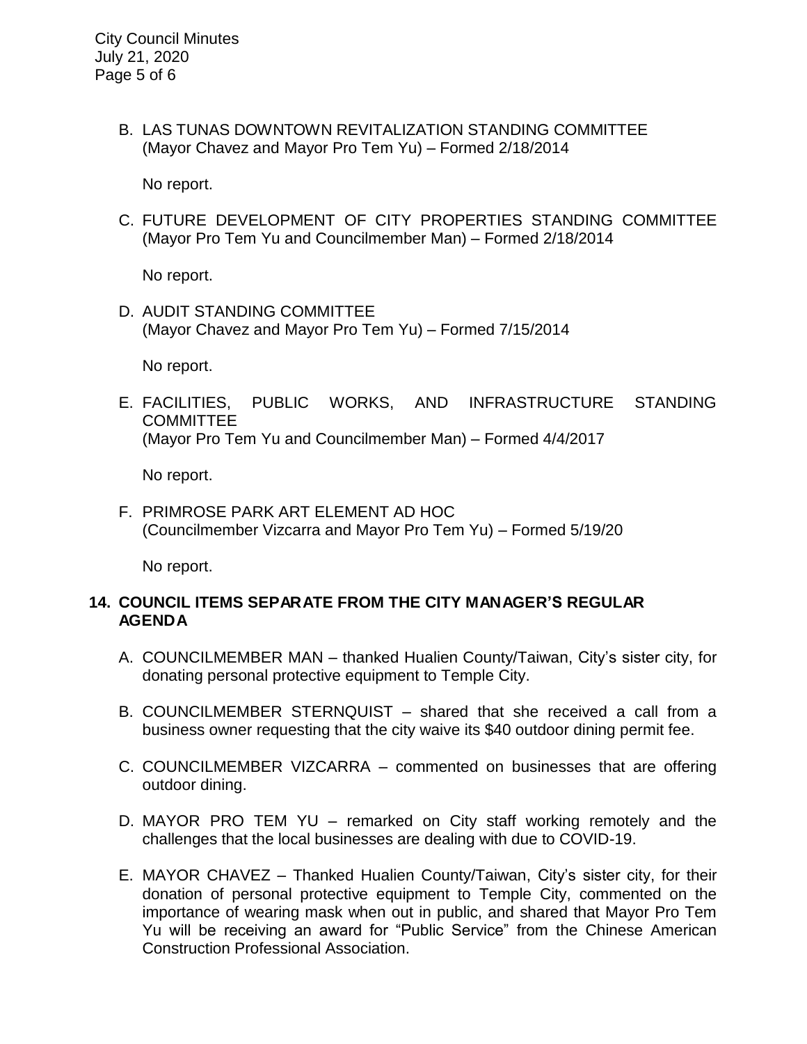B. LAS TUNAS DOWNTOWN REVITALIZATION STANDING COMMITTEE (Mayor Chavez and Mayor Pro Tem Yu) – Formed 2/18/2014

   No report.

C. FUTURE DEVELOPMENT OF CITY PROPERTIES STANDING COMMITTEE (Mayor Pro Tem Yu and Councilmember Man) – Formed 2/18/2014

   No report.

D. AUDIT STANDING COMMITTEE (Mayor Chavez and Mayor Pro Tem Yu) – Formed 7/15/2014

   No report.

E. FACILITIES, PUBLIC WORKS, AND INFRASTRUCTURE STANDING COMMITTEE (Mayor Pro Tem Yu and Councilmember Man) – Formed 4/4/2017

   No report.

F. PRIMROSE PARK ART ELEMENT AD HOC (Councilmember Vizcarra and Mayor Pro Tem Yu) – Formed 5/19/20

   No report.

## 14. COUNCIL ITEMS SEPARATE FROM THE CITY MANAGER'S REGULAR AGENDA

A. COUNCILMEMBER MAN – thanked Hualien County/Taiwan, City's sister city, for donating personal protective equipment to Temple City.

B. COUNCILMEMBER STERNQUIST – shared that she received a call from a business owner requesting that the city waive its $40 outdoor dining permit fee.

C. COUNCILMEMBER VIZCARRA – commented on businesses that are offering outdoor dining.

D. MAYOR PRO TEM YU – remarked on City staff working remotely and the challenges that the local businesses are dealing with due to COVID-19.

E. MAYOR CHAVEZ – Thanked Hualien County/Taiwan, City's sister city, for their donation of personal protective equipment to Temple City, commented on the importance of wearing mask when out in public, and shared that Mayor Pro Tem Yu will be receiving an award for "Public Service" from the Chinese American Construction Professional Association.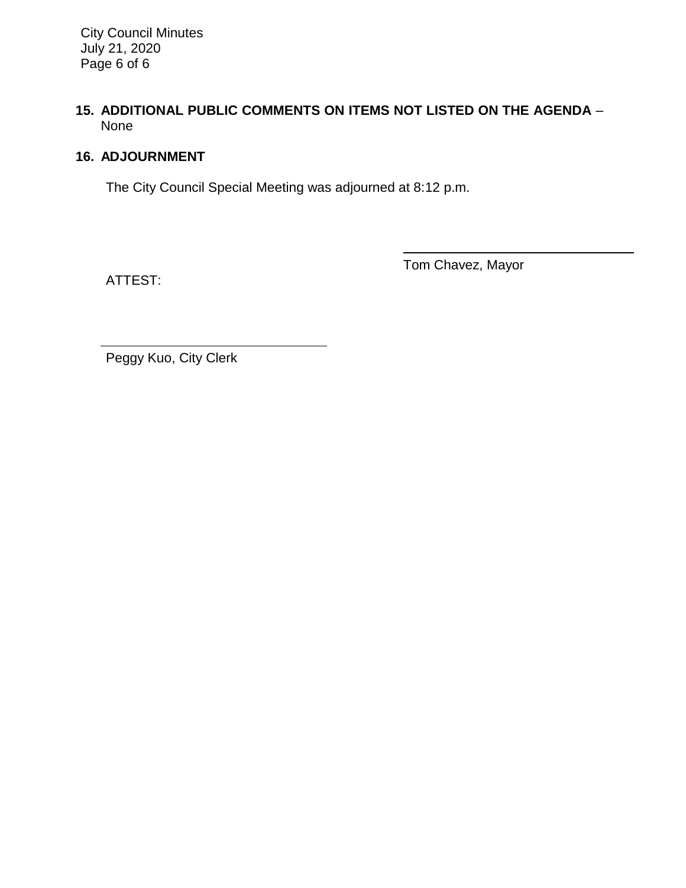**15. ADDITIONAL PUBLIC COMMENTS ON ITEMS NOT LISTED ON THE AGENDA** – None

**16. ADJOURNMENT**

The City Council Special Meeting was adjourned at 8:12 p.m.

\_\_\_\_\_\_\_\_\_\_\_\_\_\_\_\_\_\_\_\_\_\_\_\_\_\_\_\_\_\_\_\_
Tom Chavez, Mayor

ATTEST:

\_\_\_\_\_\_\_\_\_\_\_\_\_\_\_\_\_\_\_\_\_\_\_\_\_\_\_\_\_\_\_\_
Peggy Kuo, City Clerk